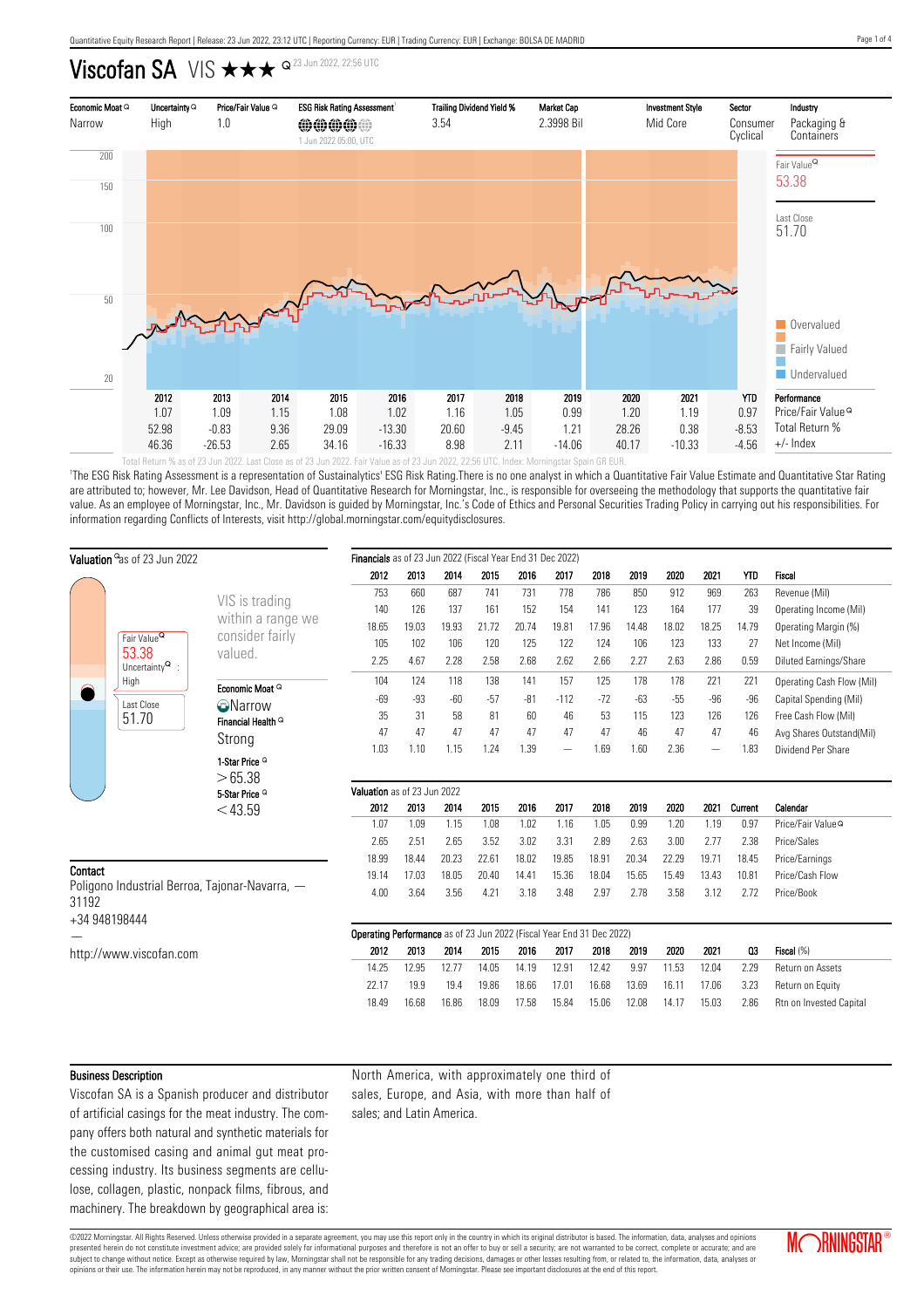# Viscofan SA VIS ★★★ 23 Jun 2022, 22:56 UTC

| Economic Moat | Uncertainty | Price/Fair Value | ESG Risk Rating Assessment[1] | Trailing Dividend Yield % | Market Cap | Investment Style | Sector | Industry |
|---|---|---|---|---|---|---|---|---|
| Narrow | High | 1.0 | 1 Jun 2022 05:00, UTC | 3.54 | 2.3998 Bil | Mid Core | Consumer Cyclical | Packaging & Containers |

Fair Value 53.38

Last Close 51.70

Overvalued / Fairly Valued / Undervalued

| | 2012 | 2013 | 2014 | 2015 | 2016 | 2017 | 2018 | 2019 | 2020 | 2021 | YTD | Performance |
|---|---|---|---|---|---|---|---|---|---|---|---|---|
| | 1.07 | 1.09 | 1.15 | 1.08 | 1.02 | 1.16 | 1.05 | 0.99 | 1.20 | 1.19 | 0.97 | Price/Fair Value |
| | 52.98 | -0.83 | 9.36 | 29.09 | -13.30 | 20.60 | -9.45 | 1.21 | 28.26 | 0.38 | -8.53 | Total Return % |
| | 46.36 | -26.53 | 2.65 | 34.16 | -16.33 | 8.98 | 2.11 | -14.06 | 40.17 | -10.33 | -4.56 | +/- Index |

Total Return % as of 23 Jun 2022. Last Close as of 23 Jun 2022. Fair Value as of 23 Jun 2022, 22:56 UTC. Index: Morningstar Spain GR EUR.

[1]The ESG Risk Rating Assessment is a representation of Sustainalytics' ESG Risk Rating.There is no one analyst in which a Quantitative Fair Value Estimate and Quantitative Star Rating are attributed to; however, Mr. Lee Davidson, Head of Quantitative Research for Morningstar, Inc., is responsible for overseeing the methodology that supports the quantitative fair value. As an employee of Morningstar, Inc., Mr. Davidson is guided by Morningstar, Inc.'s Code of Ethics and Personal Securities Trading Policy in carrying out his responsibilities. For information regarding Conflicts of Interests, visit http://global.morningstar.com/equitydisclosures.

## Valuation as of 23 Jun 2022

Fair Value 53.38

Uncertainty : High

Last Close 51.70

VIS is trading within a range we consider fairly valued.

Economic Moat: Narrow

Financial Health: Strong

1-Star Price: > 65.38

5-Star Price: < 43.59

## Financials as of 23 Jun 2022 (Fiscal Year End 31 Dec 2022)

| 2012 | 2013 | 2014 | 2015 | 2016 | 2017 | 2018 | 2019 | 2020 | 2021 | YTD | Fiscal |
|---|---|---|---|---|---|---|---|---|---|---|---|
| 753 | 660 | 687 | 741 | 731 | 778 | 786 | 850 | 912 | 969 | 263 | Revenue (Mil) |
| 140 | 126 | 137 | 161 | 152 | 154 | 141 | 123 | 164 | 177 | 39 | Operating Income (Mil) |
| 18.65 | 19.03 | 19.93 | 21.72 | 20.74 | 19.81 | 17.96 | 14.48 | 18.02 | 18.25 | 14.79 | Operating Margin (%) |
| 105 | 102 | 106 | 120 | 125 | 122 | 124 | 106 | 123 | 133 | 27 | Net Income (Mil) |
| 2.25 | 4.67 | 2.28 | 2.58 | 2.68 | 2.62 | 2.66 | 2.27 | 2.63 | 2.86 | 0.59 | Diluted Earnings/Share |
| 104 | 124 | 118 | 138 | 141 | 157 | 125 | 178 | 178 | 221 | 221 | Operating Cash Flow (Mil) |
| -69 | -93 | -60 | -57 | -81 | -112 | -72 | -63 | -55 | -96 | -96 | Capital Spending (Mil) |
| 35 | 31 | 58 | 81 | 60 | 46 | 53 | 115 | 123 | 126 | 126 | Free Cash Flow (Mil) |
| 47 | 47 | 47 | 47 | 47 | 47 | 47 | 46 | 47 | 47 | 46 | Avg Shares Outstand(Mil) |
| 1.03 | 1.10 | 1.15 | 1.24 | 1.39 | — | 1.69 | 1.60 | 2.36 | — | 1.83 | Dividend Per Share |

## Valuation as of 23 Jun 2022

| 2012 | 2013 | 2014 | 2015 | 2016 | 2017 | 2018 | 2019 | 2020 | 2021 | Current | Calendar |
|---|---|---|---|---|---|---|---|---|---|---|---|
| 1.07 | 1.09 | 1.15 | 1.08 | 1.02 | 1.16 | 1.05 | 0.99 | 1.20 | 1.19 | 0.97 | Price/Fair Value |
| 2.65 | 2.51 | 2.65 | 3.52 | 3.02 | 3.31 | 2.89 | 2.63 | 3.00 | 2.77 | 2.38 | Price/Sales |
| 18.99 | 18.44 | 20.23 | 22.61 | 18.02 | 19.85 | 18.91 | 20.34 | 22.29 | 19.71 | 18.45 | Price/Earnings |
| 19.14 | 17.03 | 18.05 | 20.40 | 14.41 | 15.36 | 18.04 | 15.65 | 15.49 | 13.43 | 10.81 | Price/Cash Flow |
| 4.00 | 3.64 | 3.56 | 4.21 | 3.18 | 3.48 | 2.97 | 2.78 | 3.58 | 3.12 | 2.72 | Price/Book |

## Operating Performance as of 23 Jun 2022 (Fiscal Year End 31 Dec 2022)

| 2012 | 2013 | 2014 | 2015 | 2016 | 2017 | 2018 | 2019 | 2020 | 2021 | Q3 | Fiscal (%) |
|---|---|---|---|---|---|---|---|---|---|---|---|
| 14.25 | 12.95 | 12.77 | 14.05 | 14.19 | 12.91 | 12.42 | 9.97 | 11.53 | 12.04 | 2.29 | Return on Assets |
| 22.17 | 19.9 | 19.4 | 19.86 | 18.66 | 17.01 | 16.68 | 13.69 | 16.11 | 17.06 | 3.23 | Return on Equity |
| 18.49 | 16.68 | 16.86 | 18.09 | 17.58 | 15.84 | 15.06 | 12.08 | 14.17 | 15.03 | 2.86 | Rtn on Invested Capital |

## Contact

Poligono Industrial Berroa, Tajonar-Navarra, — 31192

+34 948198444

—

http://www.viscofan.com

## Business Description

Viscofan SA is a Spanish producer and distributor of artificial casings for the meat industry. The company offers both natural and synthetic materials for the customised casing and animal gut meat processing industry. Its business segments are cellulose, collagen, plastic, nonpack films, fibrous, and machinery. The breakdown by geographical area is: North America, with approximately one third of sales, Europe, and Asia, with more than half of sales; and Latin America.

©2022 Morningstar. All Rights Reserved. Unless otherwise provided in a separate agreement, you may use this report only in the country in which its original distributor is based. The information, data, analyses and opinions presented herein do not constitute investment advice; are provided solely for informational purposes and therefore is not an offer to buy or sell a security; are not warranted to be correct, complete or accurate; and are subject to change without notice. Except as otherwise required by law, Morningstar shall not be responsible for any trading decisions, damages or other losses resulting from, or related to, the information, data, analyses or opinions or their use. The information herein may not be reproduced, in any manner without the prior written consent of Morningstar. Please see important disclosures at the end of this report.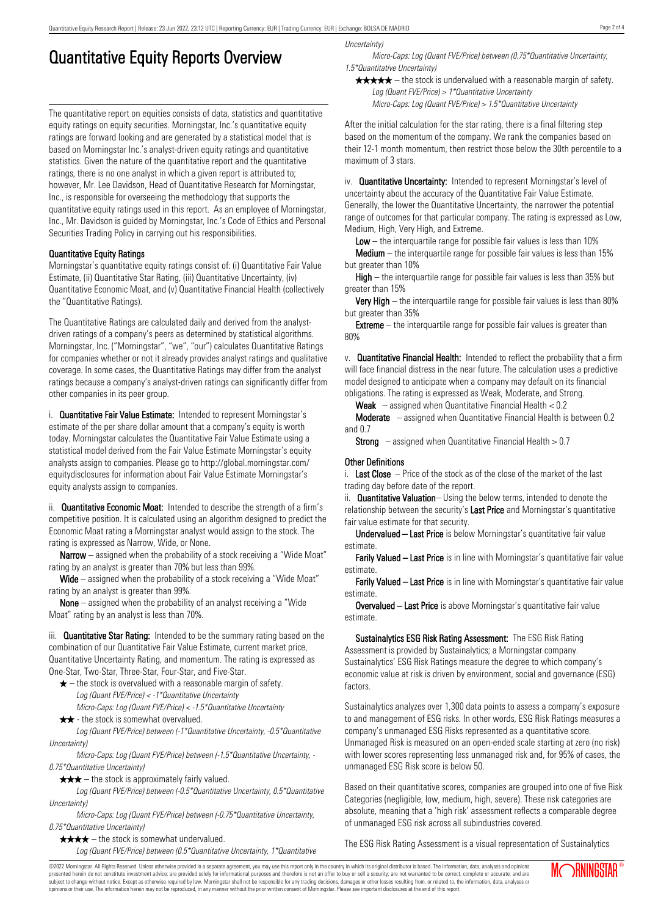# Quantitative Equity Reports Overview

The quantitative report on equities consists of data, statistics and quantitative equity ratings on equity securities. Morningstar, Inc.'s quantitative equity ratings are forward looking and are generated by a statistical model that is based on Morningstar Inc.'s analyst-driven equity ratings and quantitative statistics. Given the nature of the quantitative report and the quantitative ratings, there is no one analyst in which a given report is attributed to; however, Mr. Lee Davidson, Head of Quantitative Research for Morningstar, Inc., is responsible for overseeing the methodology that supports the quantitative equity ratings used in this report. As an employee of Morningstar, Inc., Mr. Davidson is guided by Morningstar, Inc.'s Code of Ethics and Personal Securities Trading Policy in carrying out his responsibilities.

## Quantitative Equity Ratings

Morningstar's quantitative equity ratings consist of: (i) Quantitative Fair Value Estimate, (ii) Quantitative Star Rating, (iii) Quantitative Uncertainty, (iv) Quantitative Economic Moat, and (v) Quantitative Financial Health (collectively the "Quantitative Ratings).

The Quantitative Ratings are calculated daily and derived from the analyst-driven ratings of a company's peers as determined by statistical algorithms. Morningstar, Inc. ("Morningstar", "we", "our") calculates Quantitative Ratings for companies whether or not it already provides analyst ratings and qualitative coverage. In some cases, the Quantitative Ratings may differ from the analyst ratings because a company's analyst-driven ratings can significantly differ from other companies in its peer group.

i. **Quantitative Fair Value Estimate:** Intended to represent Morningstar's estimate of the per share dollar amount that a company's equity is worth today. Morningstar calculates the Quantitative Fair Value Estimate using a statistical model derived from the Fair Value Estimate Morningstar's equity analysts assign to companies. Please go to http://global.morningstar.com/equitydisclosures for information about Fair Value Estimate Morningstar's equity analysts assign to companies.

ii. **Quantitative Economic Moat:** Intended to describe the strength of a firm's competitive position. It is calculated using an algorithm designed to predict the Economic Moat rating a Morningstar analyst would assign to the stock. The rating is expressed as Narrow, Wide, or None.

**Narrow** – assigned when the probability of a stock receiving a "Wide Moat" rating by an analyst is greater than 70% but less than 99%.

**Wide** – assigned when the probability of a stock receiving a "Wide Moat" rating by an analyst is greater than 99%.

**None** – assigned when the probability of an analyst receiving a "Wide Moat" rating by an analyst is less than 70%.

iii. **Quantitative Star Rating:** Intended to be the summary rating based on the combination of our Quantitative Fair Value Estimate, current market price, Quantitative Uncertainty Rating, and momentum. The rating is expressed as One-Star, Two-Star, Three-Star, Four-Star, and Five-Star.

★ – the stock is overvalued with a reasonable margin of safety.
*Log (Quant FVE/Price) < -1\*Quantitative Uncertainty*
*Micro-Caps: Log (Quant FVE/Price) < -1.5\*Quantitative Uncertainty*

★★ - the stock is somewhat overvalued.
*Log (Quant FVE/Price) between (-1\*Quantitative Uncertainty, -0.5\*Quantitative Uncertainty)*
*Micro-Caps: Log (Quant FVE/Price) between (-1.5\*Quantitative Uncertainty, -0.75\*Quantitative Uncertainty)*

★★★ – the stock is approximately fairly valued.
*Log (Quant FVE/Price) between (-0.5\*Quantitative Uncertainty, 0.5\*Quantitative Uncertainty)*
*Micro-Caps: Log (Quant FVE/Price) between (-0.75\*Quantitative Uncertainty, 0.75\*Quantitative Uncertainty)*

★★★★ – the stock is somewhat undervalued.
*Log (Quant FVE/Price) between (0.5\*Quantitative Uncertainty, 1\*Quantitative Uncertainty)*
*Micro-Caps: Log (Quant FVE/Price) between (0.75\*Quantitative Uncertainty, 1.5\*Quantitative Uncertainty)*

★★★★★ – the stock is undervalued with a reasonable margin of safety.
*Log (Quant FVE/Price) > 1\*Quantitative Uncertainty*
*Micro-Caps: Log (Quant FVE/Price) > 1.5\*Quantitative Uncertainty*

After the initial calculation for the star rating, there is a final filtering step based on the momentum of the company. We rank the companies based on their 12-1 month momentum, then restrict those below the 30th percentile to a maximum of 3 stars.

iv. **Quantitative Uncertainty:** Intended to represent Morningstar's level of uncertainty about the accuracy of the Quantitative Fair Value Estimate. Generally, the lower the Quantitative Uncertainty, the narrower the potential range of outcomes for that particular company. The rating is expressed as Low, Medium, High, Very High, and Extreme.

**Low** – the interquartile range for possible fair values is less than 10%

**Medium** – the interquartile range for possible fair values is less than 15% but greater than 10%

**High** – the interquartile range for possible fair values is less than 35% but greater than 15%

**Very High** – the interquartile range for possible fair values is less than 80% but greater than 35%

**Extreme** – the interquartile range for possible fair values is greater than 80%

v. **Quantitative Financial Health:** Intended to reflect the probability that a firm will face financial distress in the near future. The calculation uses a predictive model designed to anticipate when a company may default on its financial obligations. The rating is expressed as Weak, Moderate, and Strong.

**Weak** – assigned when Quantitative Financial Health < 0.2

**Moderate** – assigned when Quantitative Financial Health is between 0.2 and 0.7

**Strong** – assigned when Quantitative Financial Health > 0.7

## Other Definitions

i. **Last Close** – Price of the stock as of the close of the market of the last trading day before date of the report.

ii. **Quantitative Valuation**– Using the below terms, intended to denote the relationship between the security's **Last Price** and Morningstar's quantitative fair value estimate for that security.

**Undervalued – Last Price** is below Morningstar's quantitative fair value estimate.

**Farily Valued – Last Price** is in line with Morningstar's quantitative fair value estimate.

**Farily Valued – Last Price** is in line with Morningstar's quantitative fair value estimate.

**Overvalued – Last Price** is above Morningstar's quantitative fair value estimate.

**Sustainalytics ESG Risk Rating Assessment:** The ESG Risk Rating Assessment is provided by Sustainalytics; a Morningstar company. Sustainalytics' ESG Risk Ratings measure the degree to which company's economic value at risk is driven by environment, social and governance (ESG) factors.

Sustainalytics analyzes over 1,300 data points to assess a company's exposure to and management of ESG risks. In other words, ESG Risk Ratings measures a company's unmanaged ESG Risks represented as a quantitative score. Unmanaged Risk is measured on an open-ended scale starting at zero (no risk) with lower scores representing less unmanaged risk and, for 95% of cases, the unmanaged ESG Risk score is below 50.

Based on their quantitative scores, companies are grouped into one of five Risk Categories (negligible, low, medium, high, severe). These risk categories are absolute, meaning that a 'high risk' assessment reflects a comparable degree of unmanaged ESG risk across all subindustries covered.

The ESG Risk Rating Assessment is a visual representation of Sustainalytics

©2022 Morningstar. All Rights Reserved. Unless otherwise provided in a separate agreement, you may use this report only in the country in which its original distributor is based. The information, data, analyses and opinions presented herein do not constitute investment advice; are provided solely for informational purposes and therefore is not an offer to buy or sell a security; and are not warranted to be correct, complete or accurate; and are subject to change without notice. Except as otherwise required by law, Morningstar shall not be responsible for any trading decisions, damages or other losses resulting from, or related to, the information, data, analyses or opinions or their use. The information herein may not be reproduced, in any manner without the prior written consent of Morningstar. Please see important disclosures at the end of this report.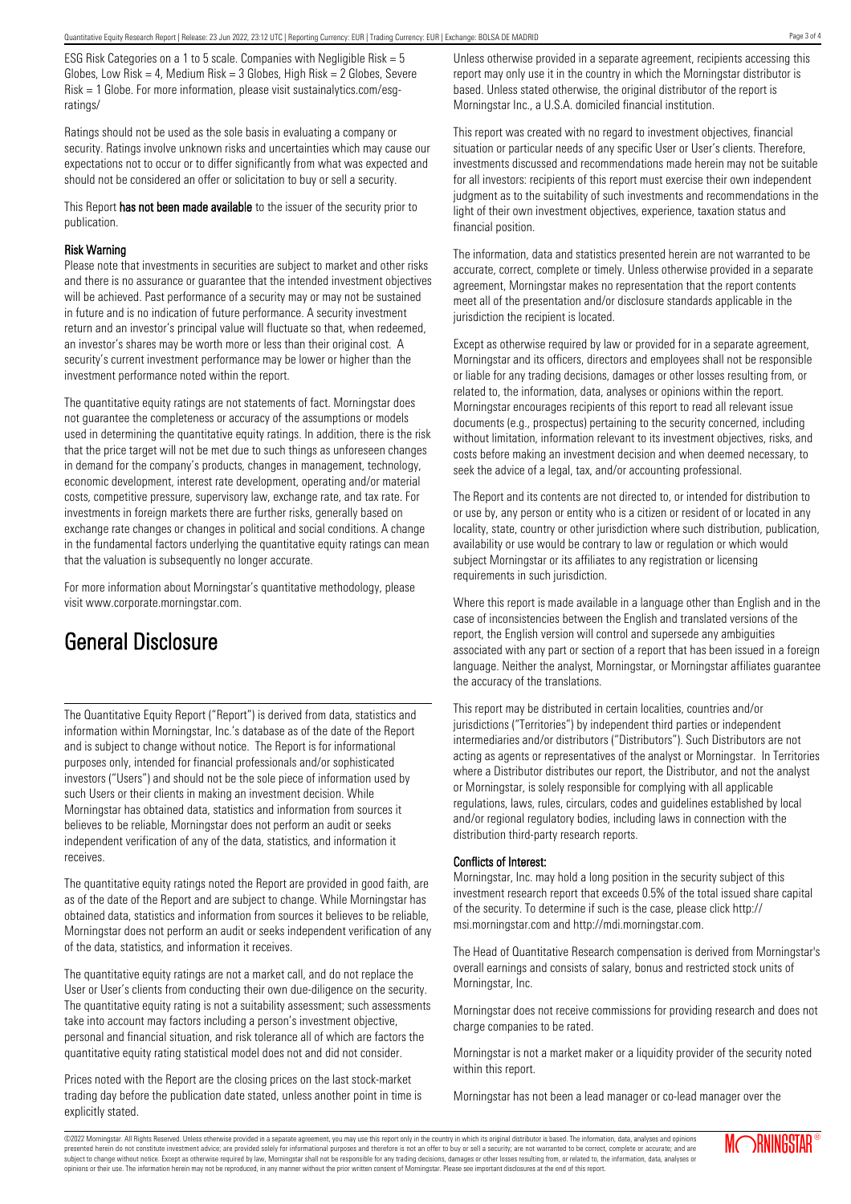ESG Risk Categories on a 1 to 5 scale. Companies with Negligible Risk = 5 Globes, Low Risk = 4, Medium Risk = 3 Globes, High Risk = 2 Globes, Severe Risk = 1 Globe. For more information, please visit sustainalytics.com/esg-ratings/

Ratings should not be used as the sole basis in evaluating a company or security. Ratings involve unknown risks and uncertainties which may cause our expectations not to occur or to differ significantly from what was expected and should not be considered an offer or solicitation to buy or sell a security.

This Report **has not been made available** to the issuer of the security prior to publication.

**Risk Warning**

Please note that investments in securities are subject to market and other risks and there is no assurance or guarantee that the intended investment objectives will be achieved. Past performance of a security may or may not be sustained in future and is no indication of future performance. A security investment return and an investor's principal value will fluctuate so that, when redeemed, an investor's shares may be worth more or less than their original cost. A security's current investment performance may be lower or higher than the investment performance noted within the report.

The quantitative equity ratings are not statements of fact. Morningstar does not guarantee the completeness or accuracy of the assumptions or models used in determining the quantitative equity ratings. In addition, there is the risk that the price target will not be met due to such things as unforeseen changes in demand for the company's products, changes in management, technology, economic development, interest rate development, operating and/or material costs, competitive pressure, supervisory law, exchange rate, and tax rate. For investments in foreign markets there are further risks, generally based on exchange rate changes or changes in political and social conditions. A change in the fundamental factors underlying the quantitative equity ratings can mean that the valuation is subsequently no longer accurate.

For more information about Morningstar's quantitative methodology, please visit www.corporate.morningstar.com.

# General Disclosure

The Quantitative Equity Report ("Report") is derived from data, statistics and information within Morningstar, Inc.'s database as of the date of the Report and is subject to change without notice. The Report is for informational purposes only, intended for financial professionals and/or sophisticated investors ("Users") and should not be the sole piece of information used by such Users or their clients in making an investment decision. While Morningstar has obtained data, statistics and information from sources it believes to be reliable, Morningstar does not perform an audit or seeks independent verification of any of the data, statistics, and information it receives.

The quantitative equity ratings noted the Report are provided in good faith, are as of the date of the Report and are subject to change. While Morningstar has obtained data, statistics and information from sources it believes to be reliable, Morningstar does not perform an audit or seeks independent verification of any of the data, statistics, and information it receives.

The quantitative equity ratings are not a market call, and do not replace the User or User's clients from conducting their own due-diligence on the security. The quantitative equity rating is not a suitability assessment; such assessments take into account may factors including a person's investment objective, personal and financial situation, and risk tolerance all of which are factors the quantitative equity rating statistical model does not and did not consider.

Prices noted with the Report are the closing prices on the last stock-market trading day before the publication date stated, unless another point in time is explicitly stated.

Unless otherwise provided in a separate agreement, recipients accessing this report may only use it in the country in which the Morningstar distributor is based. Unless stated otherwise, the original distributor of the report is Morningstar Inc., a U.S.A. domiciled financial institution.

This report was created with no regard to investment objectives, financial situation or particular needs of any specific User or User's clients. Therefore, investments discussed and recommendations made herein may not be suitable for all investors: recipients of this report must exercise their own independent judgment as to the suitability of such investments and recommendations in the light of their own investment objectives, experience, taxation status and financial position.

The information, data and statistics presented herein are not warranted to be accurate, correct, complete or timely. Unless otherwise provided in a separate agreement, Morningstar makes no representation that the report contents meet all of the presentation and/or disclosure standards applicable in the jurisdiction the recipient is located.

Except as otherwise required by law or provided for in a separate agreement, Morningstar and its officers, directors and employees shall not be responsible or liable for any trading decisions, damages or other losses resulting from, or related to, the information, data, analyses or opinions within the report. Morningstar encourages recipients of this report to read all relevant issue documents (e.g., prospectus) pertaining to the security concerned, including without limitation, information relevant to its investment objectives, risks, and costs before making an investment decision and when deemed necessary, to seek the advice of a legal, tax, and/or accounting professional.

The Report and its contents are not directed to, or intended for distribution to or use by, any person or entity who is a citizen or resident of or located in any locality, state, country or other jurisdiction where such distribution, publication, availability or use would be contrary to law or regulation or which would subject Morningstar or its affiliates to any registration or licensing requirements in such jurisdiction.

Where this report is made available in a language other than English and in the case of inconsistencies between the English and translated versions of the report, the English version will control and supersede any ambiguities associated with any part or section of a report that has been issued in a foreign language. Neither the analyst, Morningstar, or Morningstar affiliates guarantee the accuracy of the translations.

This report may be distributed in certain localities, countries and/or jurisdictions ("Territories") by independent third parties or independent intermediaries and/or distributors ("Distributors"). Such Distributors are not acting as agents or representatives of the analyst or Morningstar. In Territories where a Distributor distributes our report, the Distributor, and not the analyst or Morningstar, is solely responsible for complying with all applicable regulations, laws, rules, circulars, codes and guidelines established by local and/or regional regulatory bodies, including laws in connection with the distribution third-party research reports.

**Conflicts of Interest:**

Morningstar, Inc. may hold a long position in the security subject of this investment research report that exceeds 0.5% of the total issued share capital of the security. To determine if such is the case, please click http://msi.morningstar.com and http://mdi.morningstar.com.

The Head of Quantitative Research compensation is derived from Morningstar's overall earnings and consists of salary, bonus and restricted stock units of Morningstar, Inc.

Morningstar does not receive commissions for providing research and does not charge companies to be rated.

Morningstar is not a market maker or a liquidity provider of the security noted within this report.

Morningstar has not been a lead manager or co-lead manager over the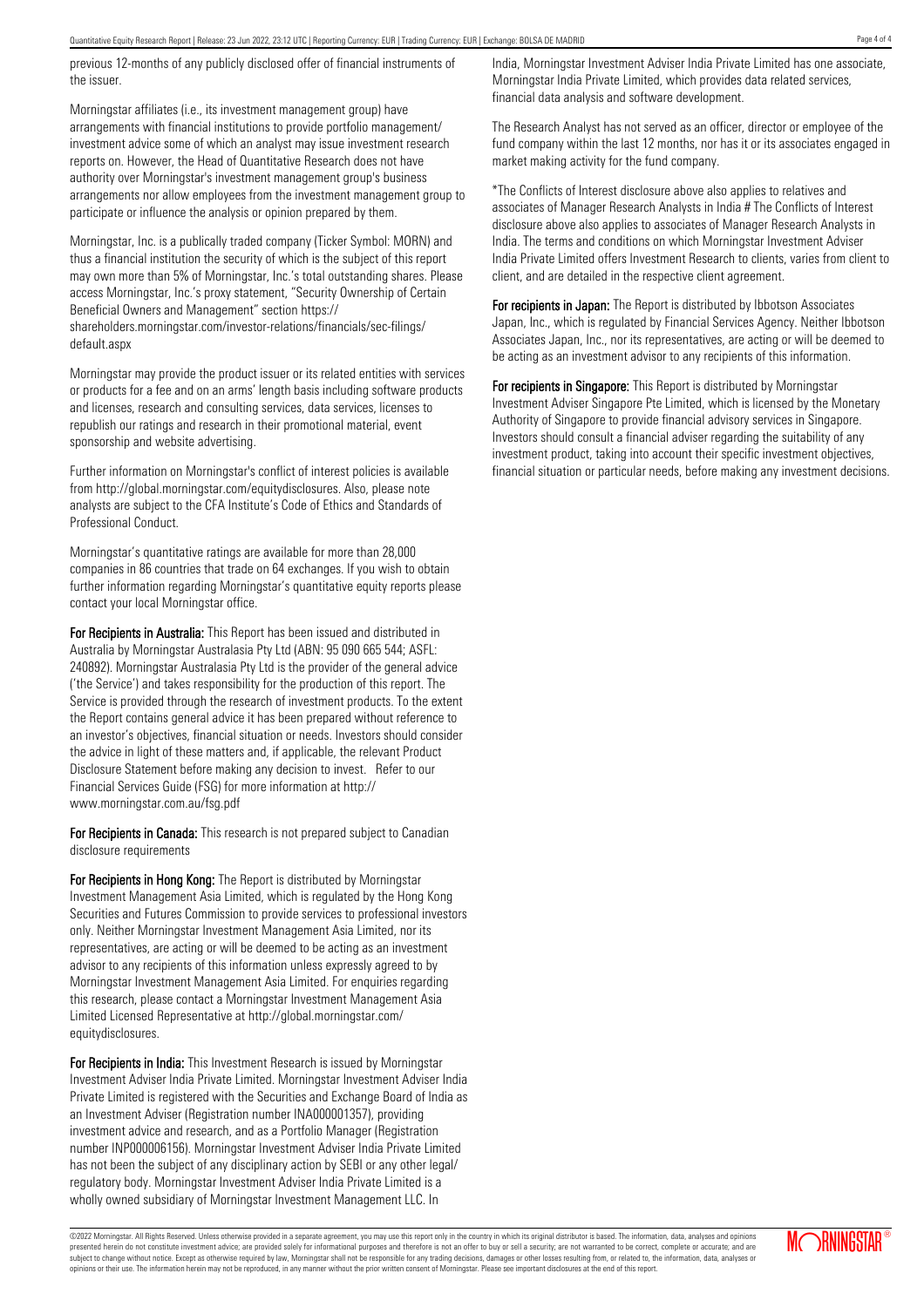previous 12-months of any publicly disclosed offer of financial instruments of the issuer.

Morningstar affiliates (i.e., its investment management group) have arrangements with financial institutions to provide portfolio management/ investment advice some of which an analyst may issue investment research reports on. However, the Head of Quantitative Research does not have authority over Morningstar's investment management group's business arrangements nor allow employees from the investment management group to participate or influence the analysis or opinion prepared by them.

Morningstar, Inc. is a publically traded company (Ticker Symbol: MORN) and thus a financial institution the security of which is the subject of this report may own more than 5% of Morningstar, Inc.'s total outstanding shares. Please access Morningstar, Inc.'s proxy statement, "Security Ownership of Certain Beneficial Owners and Management" section https://shareholders.morningstar.com/investor-relations/financials/sec-filings/default.aspx

Morningstar may provide the product issuer or its related entities with services or products for a fee and on an arms' length basis including software products and licenses, research and consulting services, data services, licenses to republish our ratings and research in their promotional material, event sponsorship and website advertising.

Further information on Morningstar's conflict of interest policies is available from http://global.morningstar.com/equitydisclosures. Also, please note analysts are subject to the CFA Institute's Code of Ethics and Standards of Professional Conduct.

Morningstar's quantitative ratings are available for more than 28,000 companies in 86 countries that trade on 64 exchanges. If you wish to obtain further information regarding Morningstar's quantitative equity reports please contact your local Morningstar office.

**For Recipients in Australia:** This Report has been issued and distributed in Australia by Morningstar Australasia Pty Ltd (ABN: 95 090 665 544; ASFL: 240892). Morningstar Australasia Pty Ltd is the provider of the general advice ('the Service') and takes responsibility for the production of this report. The Service is provided through the research of investment products. To the extent the Report contains general advice it has been prepared without reference to an investor's objectives, financial situation or needs. Investors should consider the advice in light of these matters and, if applicable, the relevant Product Disclosure Statement before making any decision to invest. Refer to our Financial Services Guide (FSG) for more information at http://www.morningstar.com.au/fsg.pdf

**For Recipients in Canada:** This research is not prepared subject to Canadian disclosure requirements

**For Recipients in Hong Kong:** The Report is distributed by Morningstar Investment Management Asia Limited, which is regulated by the Hong Kong Securities and Futures Commission to provide services to professional investors only. Neither Morningstar Investment Management Asia Limited, nor its representatives, are acting or will be deemed to be acting as an investment advisor to any recipients of this information unless expressly agreed to by Morningstar Investment Management Asia Limited. For enquiries regarding this research, please contact a Morningstar Investment Management Asia Limited Licensed Representative at http://global.morningstar.com/equitydisclosures.

**For Recipients in India:** This Investment Research is issued by Morningstar Investment Adviser India Private Limited. Morningstar Investment Adviser India Private Limited is registered with the Securities and Exchange Board of India as an Investment Adviser (Registration number INA000001357), providing investment advice and research, and as a Portfolio Manager (Registration number INP000006156). Morningstar Investment Adviser India Private Limited has not been the subject of any disciplinary action by SEBI or any other legal/ regulatory body. Morningstar Investment Adviser India Private Limited is a wholly owned subsidiary of Morningstar Investment Management LLC. In India, Morningstar Investment Adviser India Private Limited has one associate, Morningstar India Private Limited, which provides data related services, financial data analysis and software development.

The Research Analyst has not served as an officer, director or employee of the fund company within the last 12 months, nor has it or its associates engaged in market making activity for the fund company.

*The Conflicts of Interest disclosure above also applies to relatives and associates of Manager Research Analysts in India # The Conflicts of Interest disclosure above also applies to associates of Manager Research Analysts in India. The terms and conditions on which Morningstar Investment Adviser India Private Limited offers Investment Research to clients, varies from client to client, and are detailed in the respective client agreement.

**For recipients in Japan:** The Report is distributed by Ibbotson Associates Japan, Inc., which is regulated by Financial Services Agency. Neither Ibbotson Associates Japan, Inc., nor its representatives, are acting or will be deemed to be acting as an investment advisor to any recipients of this information.

**For recipients in Singapore:** This Report is distributed by Morningstar Investment Adviser Singapore Pte Limited, which is licensed by the Monetary Authority of Singapore to provide financial advisory services in Singapore. Investors should consult a financial adviser regarding the suitability of any investment product, taking into account their specific investment objectives, financial situation or particular needs, before making any investment decisions.

©2022 Morningstar. All Rights Reserved. Unless otherwise provided in a separate agreement, you may use this report only in the country in which its original distributor is based. The information, data, analyses and opinions presented herein do not constitute investment advice; are provided solely for informational purposes and therefore is not an offer to buy or sell a security; are not warranted to be correct, complete or accurate; and are subject to change without notice. Except as otherwise required by law, Morningstar shall not be responsible for any trading decisions, damages or other losses resulting from, or related to, the information, data, analyses or opinions or their use. The information herein may not be reproduced, in any manner without the prior written consent of Morningstar. Please see important disclosures at the end of this report.